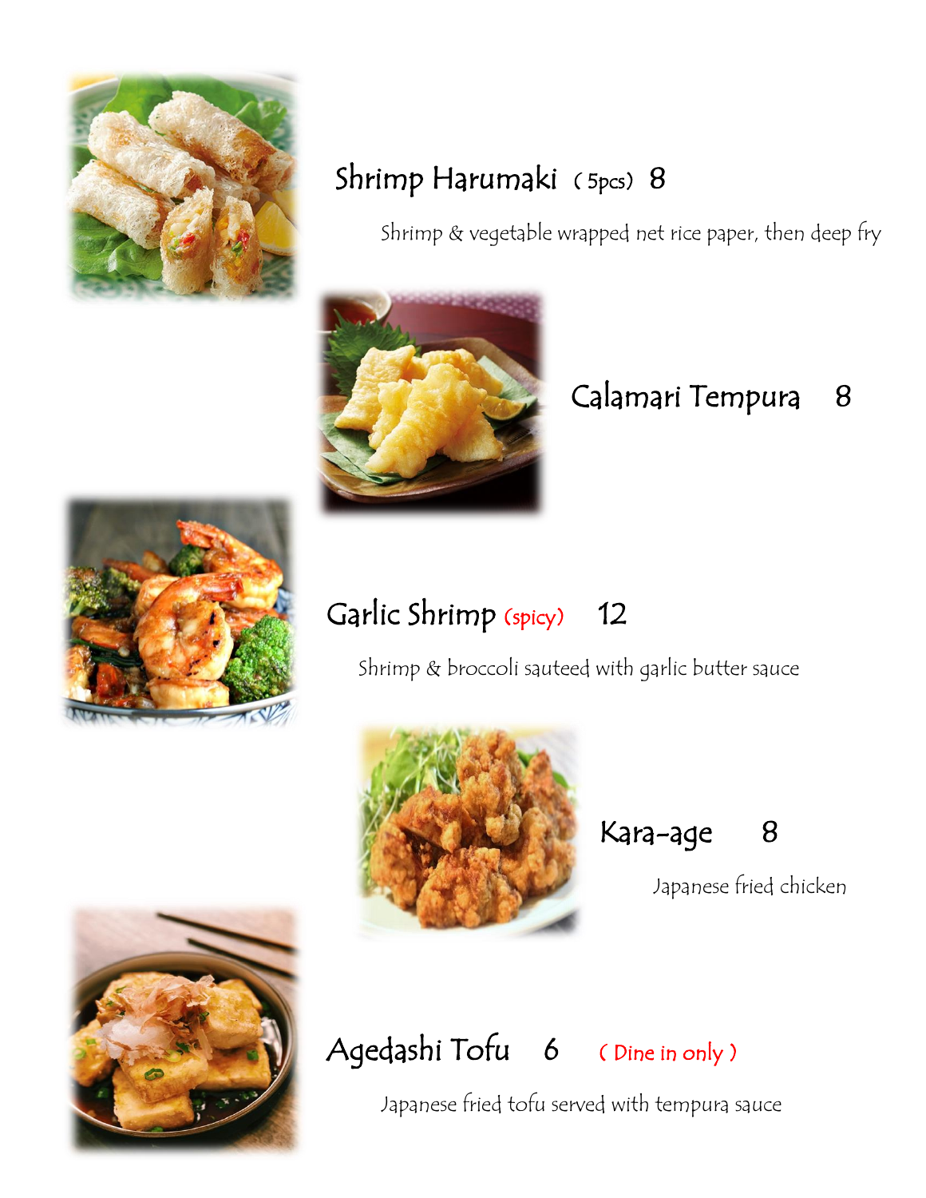## Shrimp Harumaki (5pcs) 8

Shrimp & vegetable wrapped net rice paper, then deep fry

## Calamari Tempura 8

## Garlic Shrimp (spicy) 12

Shrimp & broccoli sauteed with garlic butter sauce

## Kara-age 8

Japanese fried chicken

## Agedashi Tofu 6 (Dine in only)

Japanese fried tofu served with tempura sauce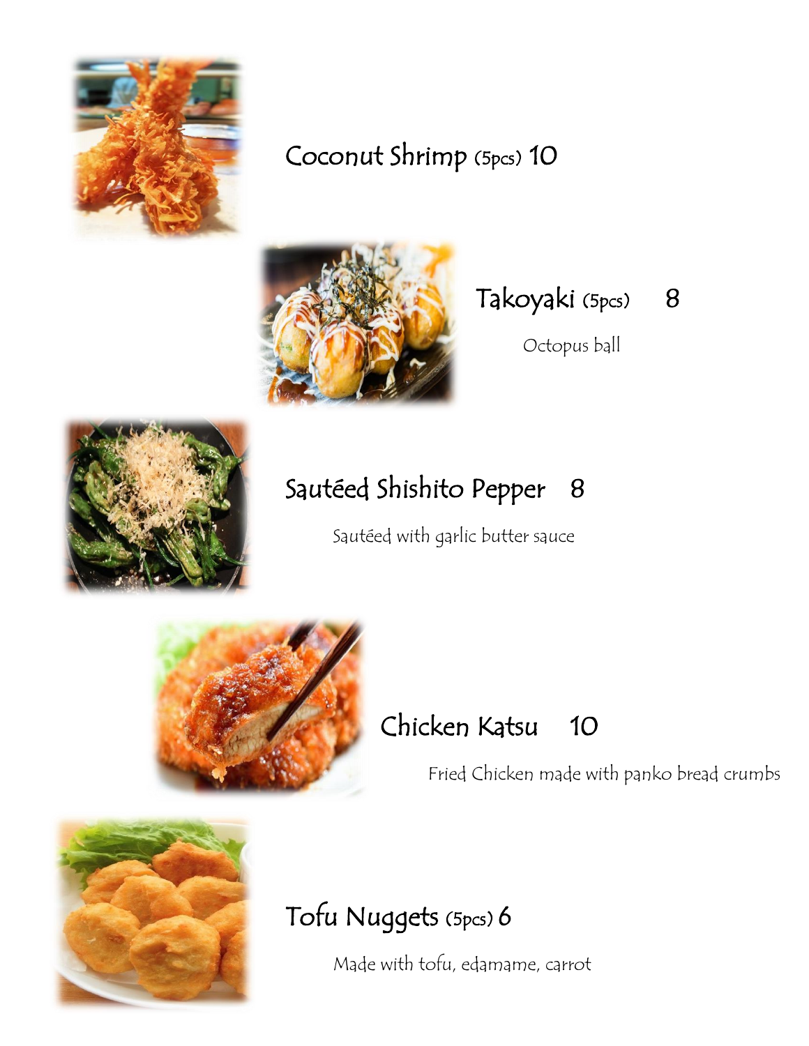## Coconut Shrimp (5pcs) 10

## Takoyaki (5pcs) 8

Octopus ball

## Sautéed Shishito Pepper 8

Sautéed with garlic butter sauce

## Chicken Katsu 10

Fried Chicken made with panko bread crumbs

## Tofu Nuggets (5pcs) 6

Made with tofu, edamame, carrot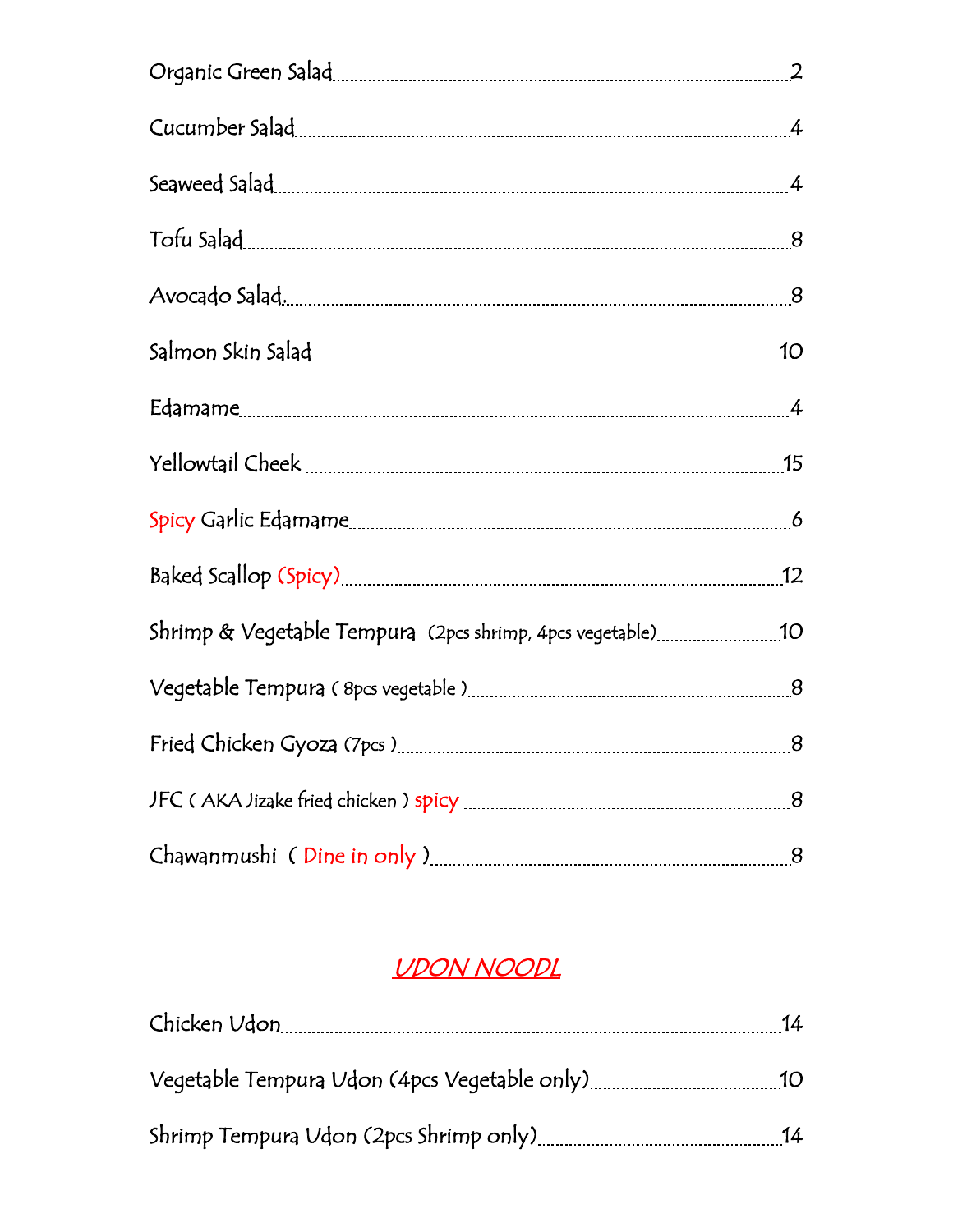Organic Green Salad .......... 2

Cucumber Salad .......... 4

Seaweed Salad .......... 4

Tofu Salad .......... 8

Avocado Salad .......... 8

Salmon Skin Salad .......... 10

Edamame .......... 4

Yellowtail Cheek .......... 15

Spicy Garlic Edamame .......... 6

Baked Scallop (Spicy) .......... 12

Shrimp & Vegetable Tempura (2pcs shrimp, 4pcs vegetable) .......... 10

Vegetable Tempura ( 8pcs vegetable ) .......... 8

Fried Chicken Gyoza (7pcs ) .......... 8

JFC ( AKA Jizake fried chicken ) spicy .......... 8

Chawanmushi ( Dine in only ) .......... 8

## *UDON NOODL*

Chicken Udon .......... 14

Vegetable Tempura Udon (4pcs Vegetable only) .......... 10

Shrimp Tempura Udon (2pcs Shrimp only) .......... 14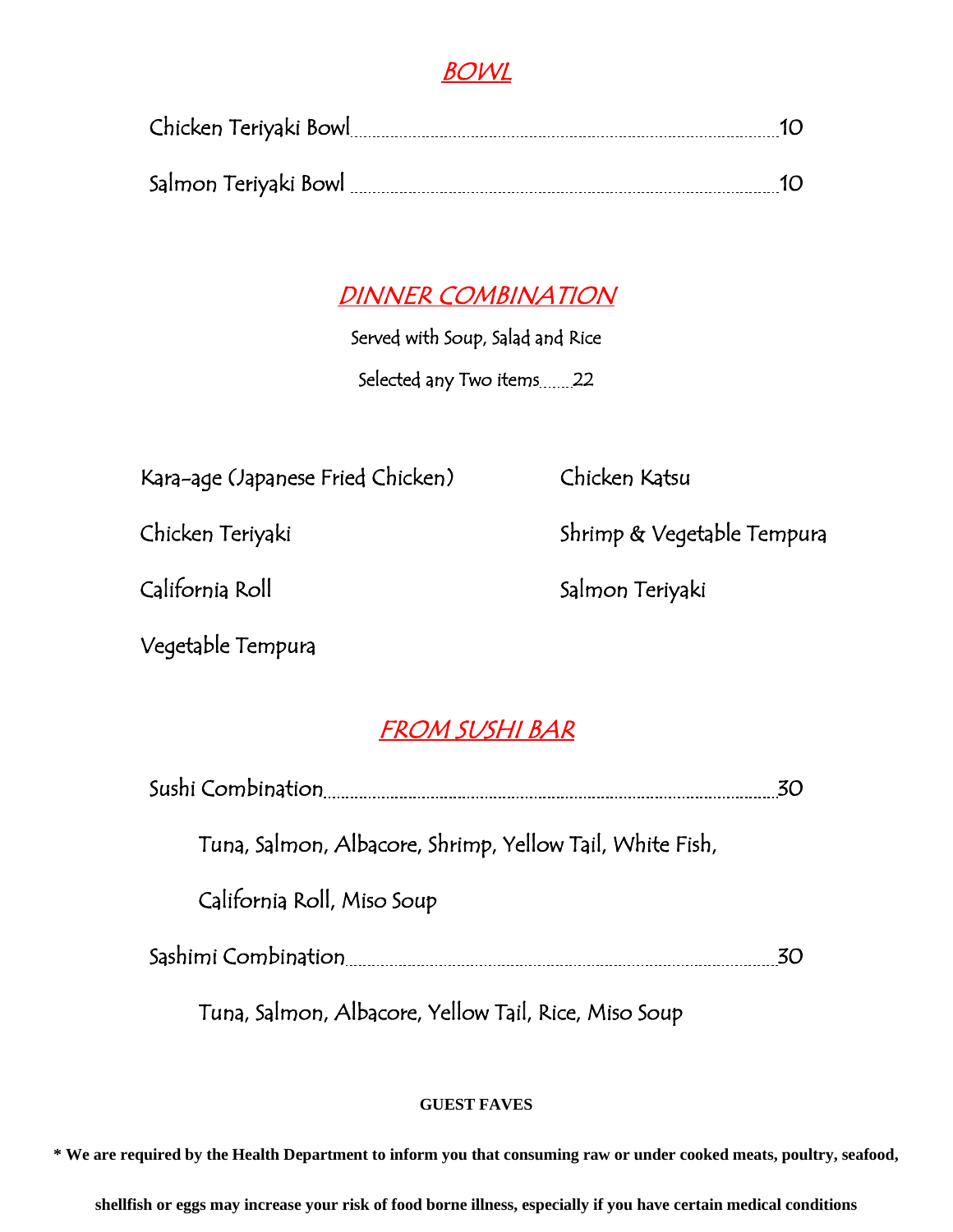## *BOWL*

Chicken Teriyaki Bowl.......................................................................... 10

Salmon Teriyaki Bowl .......................................................................... 10

## *DINNER COMBINATION*

Served with Soup, Salad and Rice

Selected any Two items........22

- Kara-age (Japanese Fried Chicken)
- Chicken Katsu
- Chicken Teriyaki
- Shrimp & Vegetable Tempura
- California Roll
- Salmon Teriyaki
- Vegetable Tempura

## *FROM SUSHI BAR*

Sushi Combination.......................................................................... 30

Tuna, Salmon, Albacore, Shrimp, Yellow Tail, White Fish,

California Roll, Miso Soup

Sashimi Combination.......................................................................... 30

Tuna, Salmon, Albacore, Yellow Tail, Rice, Miso Soup

**GUEST FAVES**

**\* We are required by the Health Department to inform you that consuming raw or under cooked meats, poultry, seafood, shellfish or eggs may increase your risk of food borne illness, especially if you have certain medical conditions**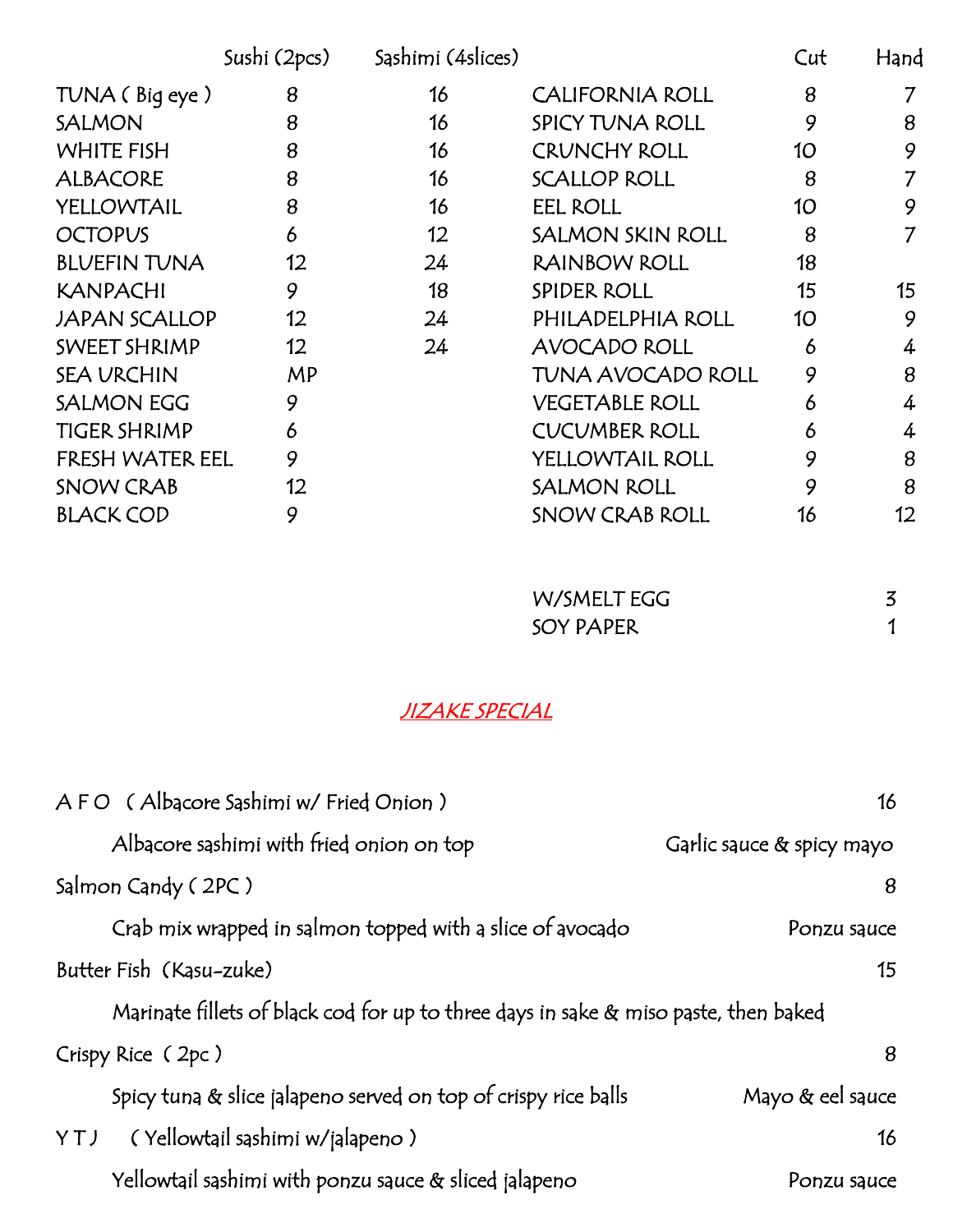| | Sushi (2pcs) | Sashimi (4slices) |
|---|---|---|
| TUNA ( Big eye ) | 8 | 16 |
| SALMON | 8 | 16 |
| WHITE FISH | 8 | 16 |
| ALBACORE | 8 | 16 |
| YELLOWTAIL | 8 | 16 |
| OCTOPUS | 6 | 12 |
| BLUEFIN TUNA | 12 | 24 |
| KANPACHI | 9 | 18 |
| JAPAN SCALLOP | 12 | 24 |
| SWEET SHRIMP | 12 | 24 |
| SEA URCHIN | MP | |
| SALMON EGG | 9 | |
| TIGER SHRIMP | 6 | |
| FRESH WATER EEL | 9 | |
| SNOW CRAB | 12 | |
| BLACK COD | 9 | |

| | Cut | Hand |
|---|---|---|
| CALIFORNIA ROLL | 8 | 7 |
| SPICY TUNA ROLL | 9 | 8 |
| CRUNCHY ROLL | 10 | 9 |
| SCALLOP ROLL | 8 | 7 |
| EEL ROLL | 10 | 9 |
| SALMON SKIN ROLL | 8 | 7 |
| RAINBOW ROLL | 18 | |
| SPIDER ROLL | 15 | 15 |
| PHILADELPHIA ROLL | 10 | 9 |
| AVOCADO ROLL | 6 | 4 |
| TUNA AVOCADO ROLL | 9 | 8 |
| VEGETABLE ROLL | 6 | 4 |
| CUCUMBER ROLL | 6 | 4 |
| YELLOWTAIL ROLL | 9 | 8 |
| SALMON ROLL | 9 | 8 |
| SNOW CRAB ROLL | 16 | 12 |

| | |
|---|---|
| W/SMELT EGG | 3 |
| SOY PAPER | 1 |

## JIZAKE SPECIAL

**A F O ( Albacore Sashimi w/ Fried Onion )** — 16

Albacore sashimi with fried onion on top — Garlic sauce & spicy mayo

**Salmon Candy ( 2PC )** — 8

Crab mix wrapped in salmon topped with a slice of avocado — Ponzu sauce

**Butter Fish (Kasu-zuke)** — 15

Marinate fillets of black cod for up to three days in sake & miso paste, then baked

**Crispy Rice ( 2pc )** — 8

Spicy tuna & slice jalapeno served on top of crispy rice balls — Mayo & eel sauce

**Y T J ( Yellowtail sashimi w/jalapeno )** — 16

Yellowtail sashimi with ponzu sauce & sliced jalapeno — Ponzu sauce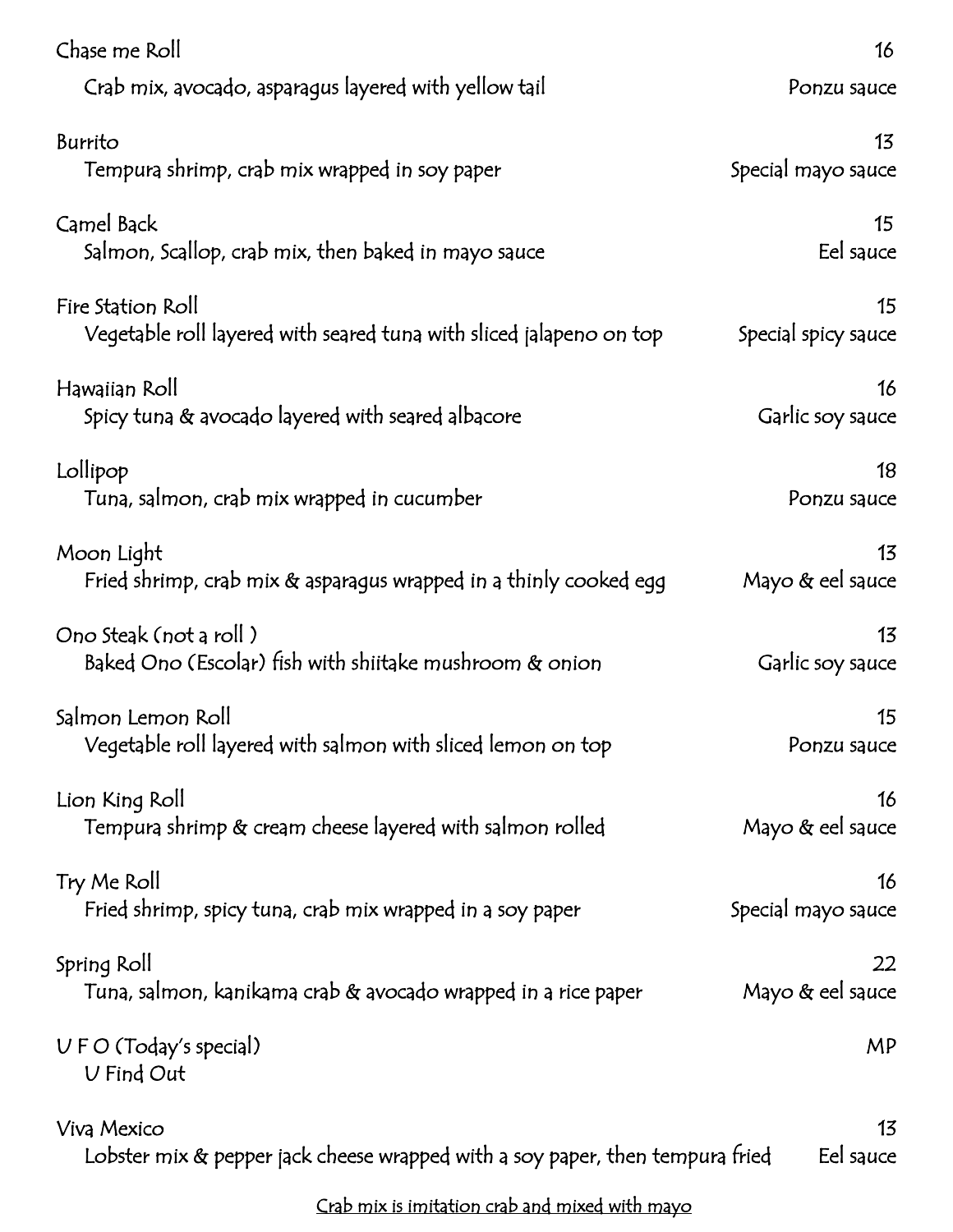**Chase me Roll** 16
Crab mix, avocado, asparagus layered with yellow tail — Ponzu sauce

**Burrito** 13
Tempura shrimp, crab mix wrapped in soy paper — Special mayo sauce

**Camel Back** 15
Salmon, Scallop, crab mix, then baked in mayo sauce — Eel sauce

**Fire Station Roll** 15
Vegetable roll layered with seared tuna with sliced jalapeno on top — Special spicy sauce

**Hawaiian Roll** 16
Spicy tuna & avocado layered with seared albacore — Garlic soy sauce

**Lollipop** 18
Tuna, salmon, crab mix wrapped in cucumber — Ponzu sauce

**Moon Light** 13
Fried shrimp, crab mix & asparagus wrapped in a thinly cooked egg — Mayo & eel sauce

**Ono Steak (not a roll )** 13
Baked Ono (Escolar) fish with shiitake mushroom & onion — Garlic soy sauce

**Salmon Lemon Roll** 15
Vegetable roll layered with salmon with sliced lemon on top — Ponzu sauce

**Lion King Roll** 16
Tempura shrimp & cream cheese layered with salmon rolled — Mayo & eel sauce

**Try Me Roll** 16
Fried shrimp, spicy tuna, crab mix wrapped in a soy paper — Special mayo sauce

**Spring Roll** 22
Tuna, salmon, kanikama crab & avocado wrapped in a rice paper — Mayo & eel sauce

**U F O (Today's special)** MP
U Find Out

**Viva Mexico** 13
Lobster mix & pepper jack cheese wrapped with a soy paper, then tempura fried — Eel sauce

<u>Crab mix is imitation crab and mixed with mayo</u>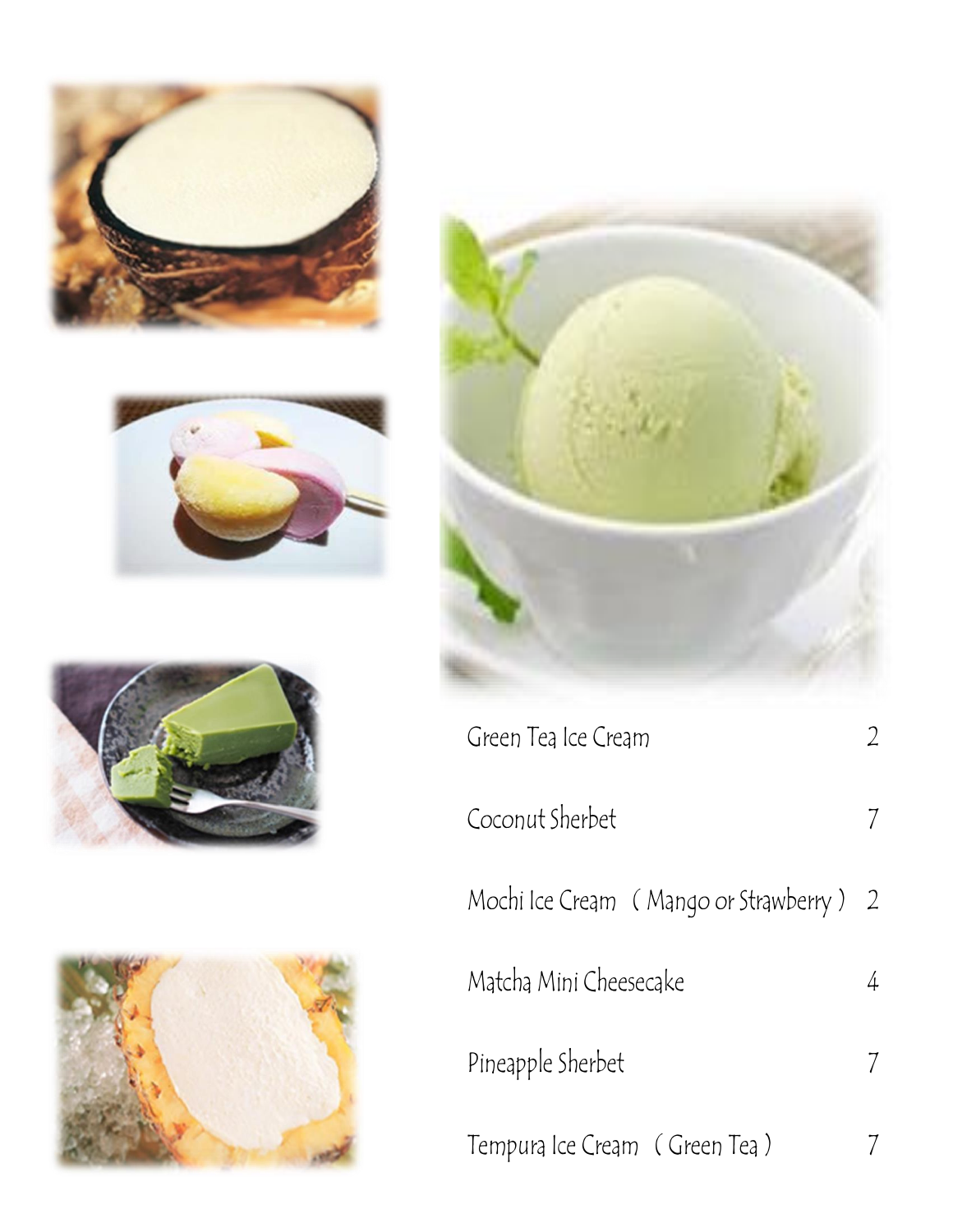| | |
|---|---|
| Green Tea Ice Cream | 2 |
| Coconut Sherbet | 7 |
| Mochi Ice Cream （Mango or Strawberry） | 2 |
| Matcha Mini Cheesecake | 4 |
| Pineapple Sherbet | 7 |
| Tempura Ice Cream （Green Tea） | 7 |